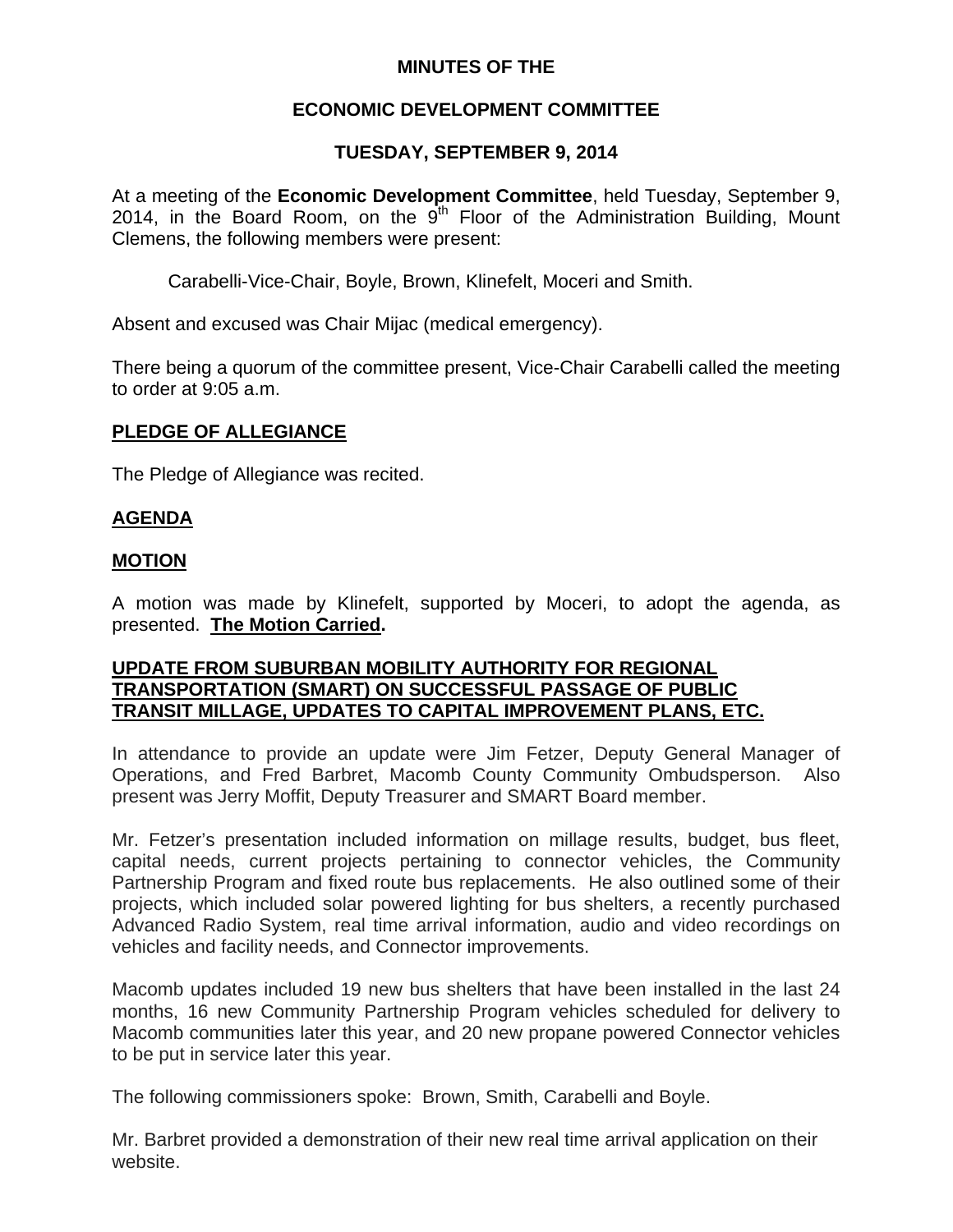**MINUTES OF THE**

**ECONOMIC DEVELOPMENT COMMITTEE**

**TUESDAY, SEPTEMBER 9, 2014**

At a meeting of the **Economic Development Committee**, held Tuesday, September 9, 2014, in the Board Room, on the 9th Floor of the Administration Building, Mount Clemens, the following members were present:

Carabelli-Vice-Chair, Boyle, Brown, Klinefelt, Moceri and Smith.

Absent and excused was Chair Mijac (medical emergency).

There being a quorum of the committee present, Vice-Chair Carabelli called the meeting to order at 9:05 a.m.

**PLEDGE OF ALLEGIANCE**

The Pledge of Allegiance was recited.

**AGENDA**

**MOTION**

A motion was made by Klinefelt, supported by Moceri, to adopt the agenda, as presented. **The Motion Carried.**

**UPDATE FROM SUBURBAN MOBILITY AUTHORITY FOR REGIONAL TRANSPORTATION (SMART) ON SUCCESSFUL PASSAGE OF PUBLIC TRANSIT MILLAGE, UPDATES TO CAPITAL IMPROVEMENT PLANS, ETC.**

In attendance to provide an update were Jim Fetzer, Deputy General Manager of Operations, and Fred Barbret, Macomb County Community Ombudsperson. Also present was Jerry Moffit, Deputy Treasurer and SMART Board member.

Mr. Fetzer's presentation included information on millage results, budget, bus fleet, capital needs, current projects pertaining to connector vehicles, the Community Partnership Program and fixed route bus replacements. He also outlined some of their projects, which included solar powered lighting for bus shelters, a recently purchased Advanced Radio System, real time arrival information, audio and video recordings on vehicles and facility needs, and Connector improvements.

Macomb updates included 19 new bus shelters that have been installed in the last 24 months, 16 new Community Partnership Program vehicles scheduled for delivery to Macomb communities later this year, and 20 new propane powered Connector vehicles to be put in service later this year.

The following commissioners spoke: Brown, Smith, Carabelli and Boyle.

Mr. Barbret provided a demonstration of their new real time arrival application on their website.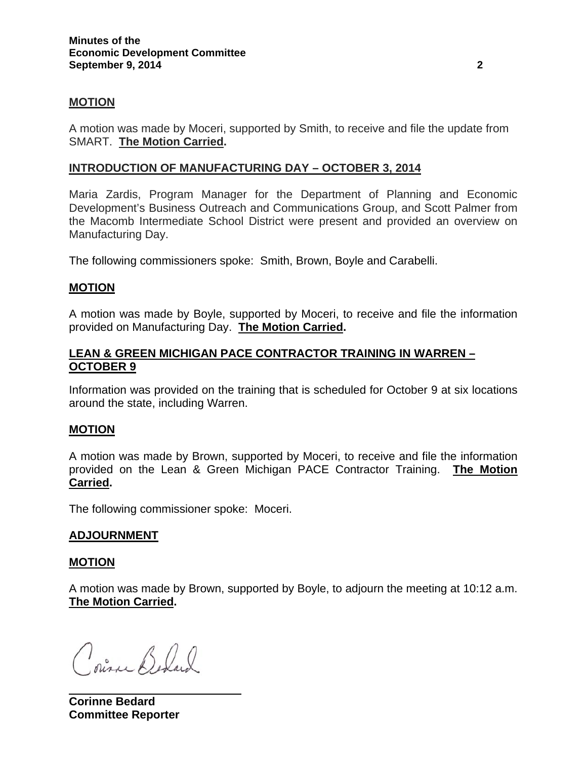**MOTION**

A motion was made by Moceri, supported by Smith, to receive and file the update from SMART. **The Motion Carried.**

**INTRODUCTION OF MANUFACTURING DAY – OCTOBER 3, 2014**

Maria Zardis, Program Manager for the Department of Planning and Economic Development's Business Outreach and Communications Group, and Scott Palmer from the Macomb Intermediate School District were present and provided an overview on Manufacturing Day.

The following commissioners spoke: Smith, Brown, Boyle and Carabelli.

**MOTION**

A motion was made by Boyle, supported by Moceri, to receive and file the information provided on Manufacturing Day. **The Motion Carried.**

**LEAN & GREEN MICHIGAN PACE CONTRACTOR TRAINING IN WARREN – OCTOBER 9**

Information was provided on the training that is scheduled for October 9 at six locations around the state, including Warren.

**MOTION**

A motion was made by Brown, supported by Moceri, to receive and file the information provided on the Lean & Green Michigan PACE Contractor Training. **The Motion Carried.**

The following commissioner spoke: Moceri.

**ADJOURNMENT**

**MOTION**

A motion was made by Brown, supported by Boyle, to adjourn the meeting at 10:12 a.m. **The Motion Carried.**

Corinne Bedard

**Corinne Bedard**
**Committee Reporter**